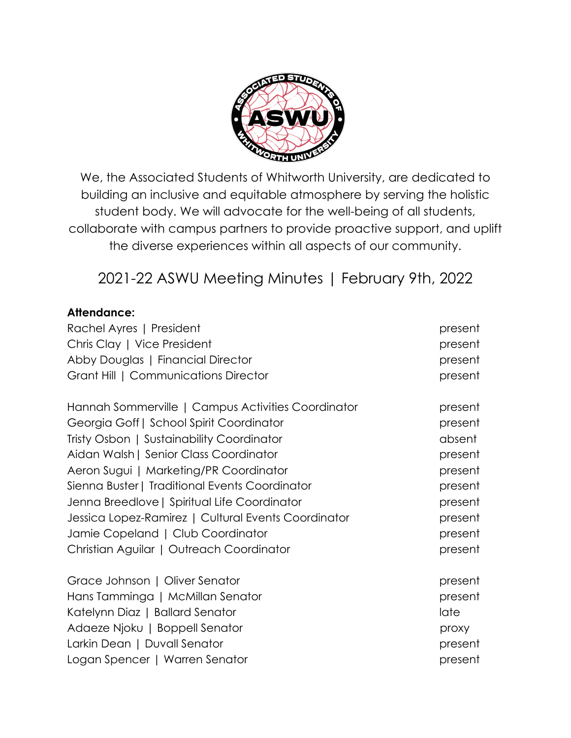We, the Associated Students of Whitworth University, are dedicated to building an inclusive and equitable atmosphere by serving the holistic student body. We will advocate for the well-being of all students, collaborate with campus partners to provide proactive support, and uplift the diverse experiences within all aspects of our community.

# 2021-22 ASWU Meeting Minutes | February 9th, 2022

**Attendance:**

| | |
|---|---|
| Rachel Ayres \| President | present |
| Chris Clay \| Vice President | present |
| Abby Douglas \| Financial Director | present |
| Grant Hill \| Communications Director | present |
| | |
| Hannah Sommerville \| Campus Activities Coordinator | present |
| Georgia Goff \| School Spirit Coordinator | present |
| Tristy Osbon \| Sustainability Coordinator | absent |
| Aidan Walsh \| Senior Class Coordinator | present |
| Aeron Sugui \| Marketing/PR Coordinator | present |
| Sienna Buster \| Traditional Events Coordinator | present |
| Jenna Breedlove \| Spiritual Life Coordinator | present |
| Jessica Lopez-Ramirez \| Cultural Events Coordinator | present |
| Jamie Copeland \| Club Coordinator | present |
| Christian Aguilar \| Outreach Coordinator | present |
| | |
| Grace Johnson \| Oliver Senator | present |
| Hans Tamminga \| McMillan Senator | present |
| Katelynn Diaz \| Ballard Senator | late |
| Adaeze Njoku \| Boppell Senator | proxy |
| Larkin Dean \| Duvall Senator | present |
| Logan Spencer \| Warren Senator | present |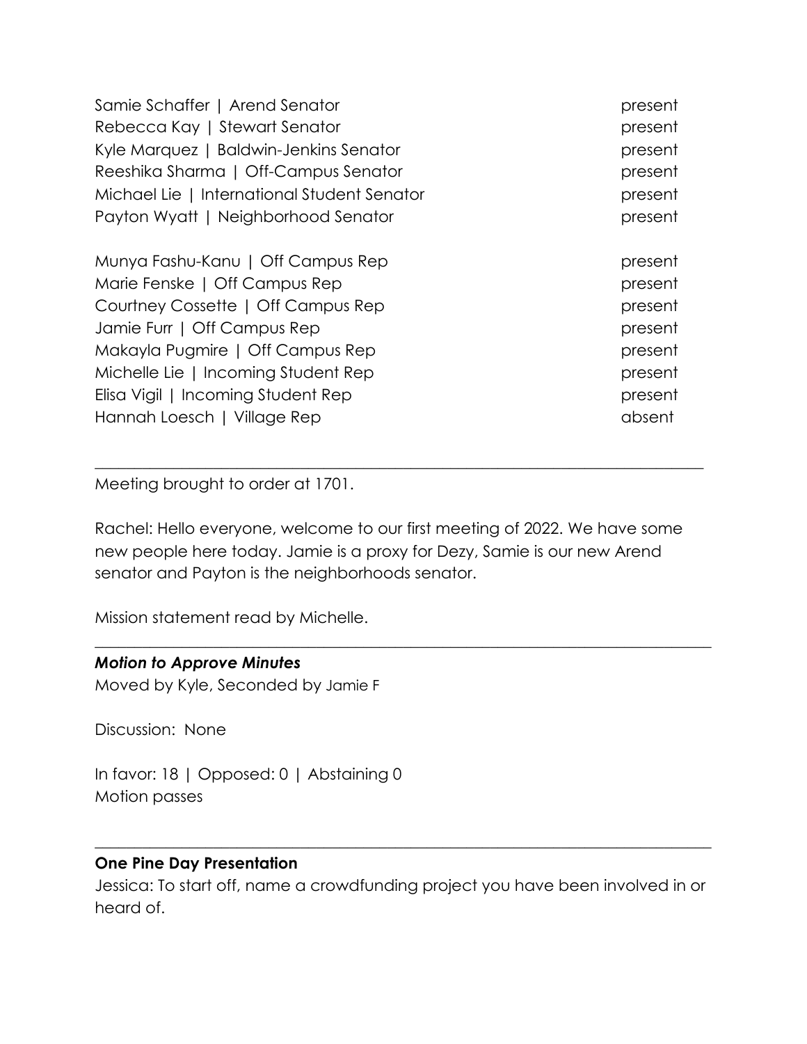| | |
|---|---|
| Samie Schaffer \| Arend Senator | present |
| Rebecca Kay \| Stewart Senator | present |
| Kyle Marquez \| Baldwin-Jenkins Senator | present |
| Reeshika Sharma \| Off-Campus Senator | present |
| Michael Lie \| International Student Senator | present |
| Payton Wyatt \| Neighborhood Senator | present |

| | |
|---|---|
| Munya Fashu-Kanu \| Off Campus Rep | present |
| Marie Fenske \| Off Campus Rep | present |
| Courtney Cossette \| Off Campus Rep | present |
| Jamie Furr \| Off Campus Rep | present |
| Makayla Pugmire \| Off Campus Rep | present |
| Michelle Lie \| Incoming Student Rep | present |
| Elisa Vigil \| Incoming Student Rep | present |
| Hannah Loesch \| Village Rep | absent |

---

Meeting brought to order at 1701.

Rachel: Hello everyone, welcome to our first meeting of 2022. We have some new people here today. Jamie is a proxy for Dezy, Samie is our new Arend senator and Payton is the neighborhoods senator.

Mission statement read by Michelle.

---

***Motion to Approve Minutes***

Moved by Kyle, Seconded by Jamie F

Discussion: None

In favor: 18 | Opposed: 0 | Abstaining 0

Motion passes

---

**One Pine Day Presentation**

Jessica: To start off, name a crowdfunding project you have been involved in or heard of.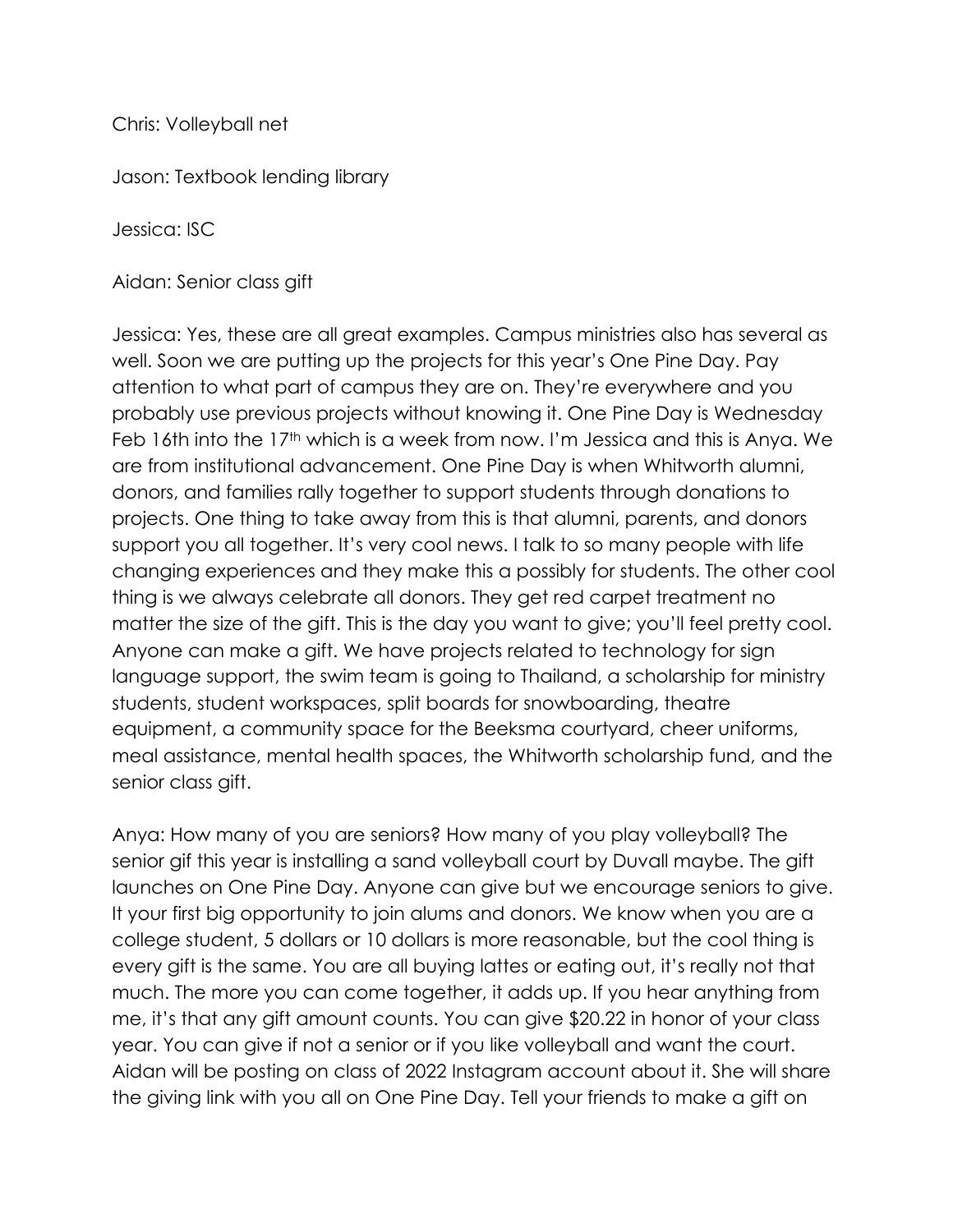Chris: Volleyball net

Jason: Textbook lending library

Jessica: ISC

Aidan: Senior class gift

Jessica: Yes, these are all great examples. Campus ministries also has several as well. Soon we are putting up the projects for this year's One Pine Day. Pay attention to what part of campus they are on. They're everywhere and you probably use previous projects without knowing it. One Pine Day is Wednesday Feb 16th into the 17th which is a week from now. I'm Jessica and this is Anya. We are from institutional advancement. One Pine Day is when Whitworth alumni, donors, and families rally together to support students through donations to projects. One thing to take away from this is that alumni, parents, and donors support you all together. It's very cool news. I talk to so many people with life changing experiences and they make this a possibly for students. The other cool thing is we always celebrate all donors. They get red carpet treatment no matter the size of the gift. This is the day you want to give; you'll feel pretty cool. Anyone can make a gift. We have projects related to technology for sign language support, the swim team is going to Thailand, a scholarship for ministry students, student workspaces, split boards for snowboarding, theatre equipment, a community space for the Beeksma courtyard, cheer uniforms, meal assistance, mental health spaces, the Whitworth scholarship fund, and the senior class gift.

Anya: How many of you are seniors? How many of you play volleyball? The senior gif this year is installing a sand volleyball court by Duvall maybe. The gift launches on One Pine Day. Anyone can give but we encourage seniors to give. It your first big opportunity to join alums and donors. We know when you are a college student, 5 dollars or 10 dollars is more reasonable, but the cool thing is every gift is the same. You are all buying lattes or eating out, it's really not that much. The more you can come together, it adds up. If you hear anything from me, it's that any gift amount counts. You can give $20.22 in honor of your class year. You can give if not a senior or if you like volleyball and want the court. Aidan will be posting on class of 2022 Instagram account about it. She will share the giving link with you all on One Pine Day. Tell your friends to make a gift on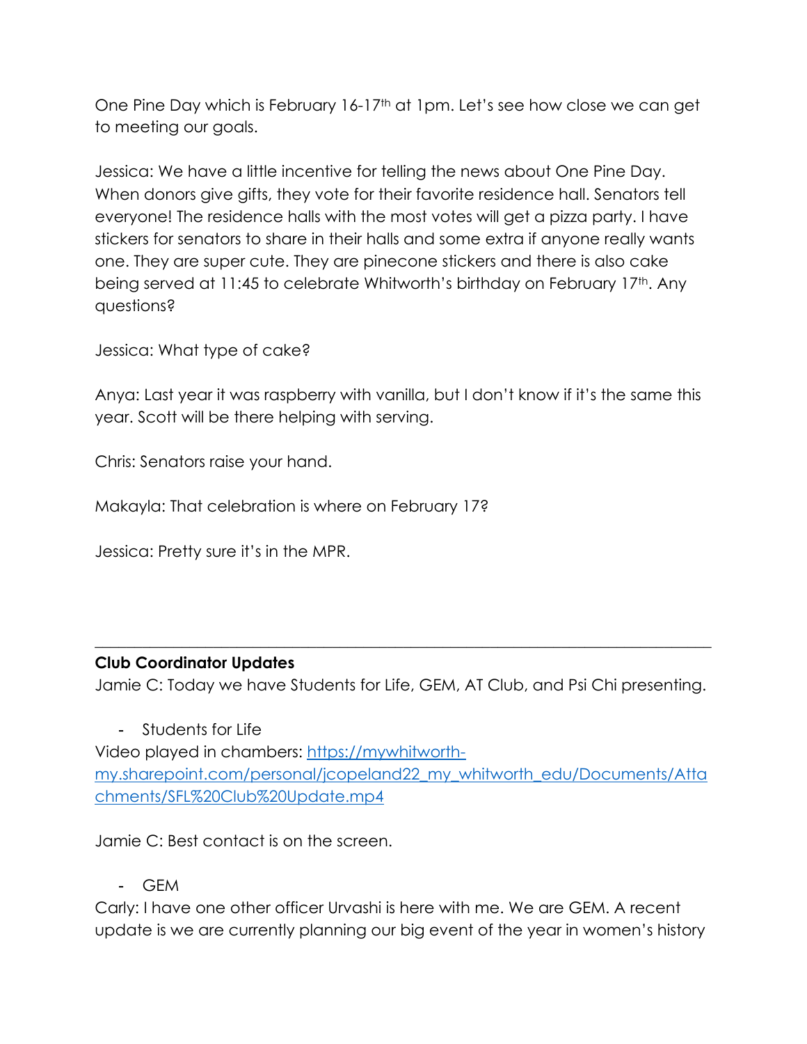One Pine Day which is February 16-17th at 1pm. Let's see how close we can get to meeting our goals.

Jessica: We have a little incentive for telling the news about One Pine Day. When donors give gifts, they vote for their favorite residence hall. Senators tell everyone! The residence halls with the most votes will get a pizza party. I have stickers for senators to share in their halls and some extra if anyone really wants one. They are super cute. They are pinecone stickers and there is also cake being served at 11:45 to celebrate Whitworth's birthday on February 17th. Any questions?

Jessica: What type of cake?

Anya: Last year it was raspberry with vanilla, but I don't know if it's the same this year. Scott will be there helping with serving.

Chris: Senators raise your hand.

Makayla: That celebration is where on February 17?

Jessica: Pretty sure it's in the MPR.

---

**Club Coordinator Updates**

Jamie C: Today we have Students for Life, GEM, AT Club, and Psi Chi presenting.

- Students for Life

Video played in chambers: [https://mywhitworth-my.sharepoint.com/personal/jcopeland22_my_whitworth_edu/Documents/Attachments/SFL%20Club%20Update.mp4](https://mywhitworth-my.sharepoint.com/personal/jcopeland22_my_whitworth_edu/Documents/Attachments/SFL%20Club%20Update.mp4)

Jamie C: Best contact is on the screen.

- GEM

Carly: I have one other officer Urvashi is here with me. We are GEM. A recent update is we are currently planning our big event of the year in women's history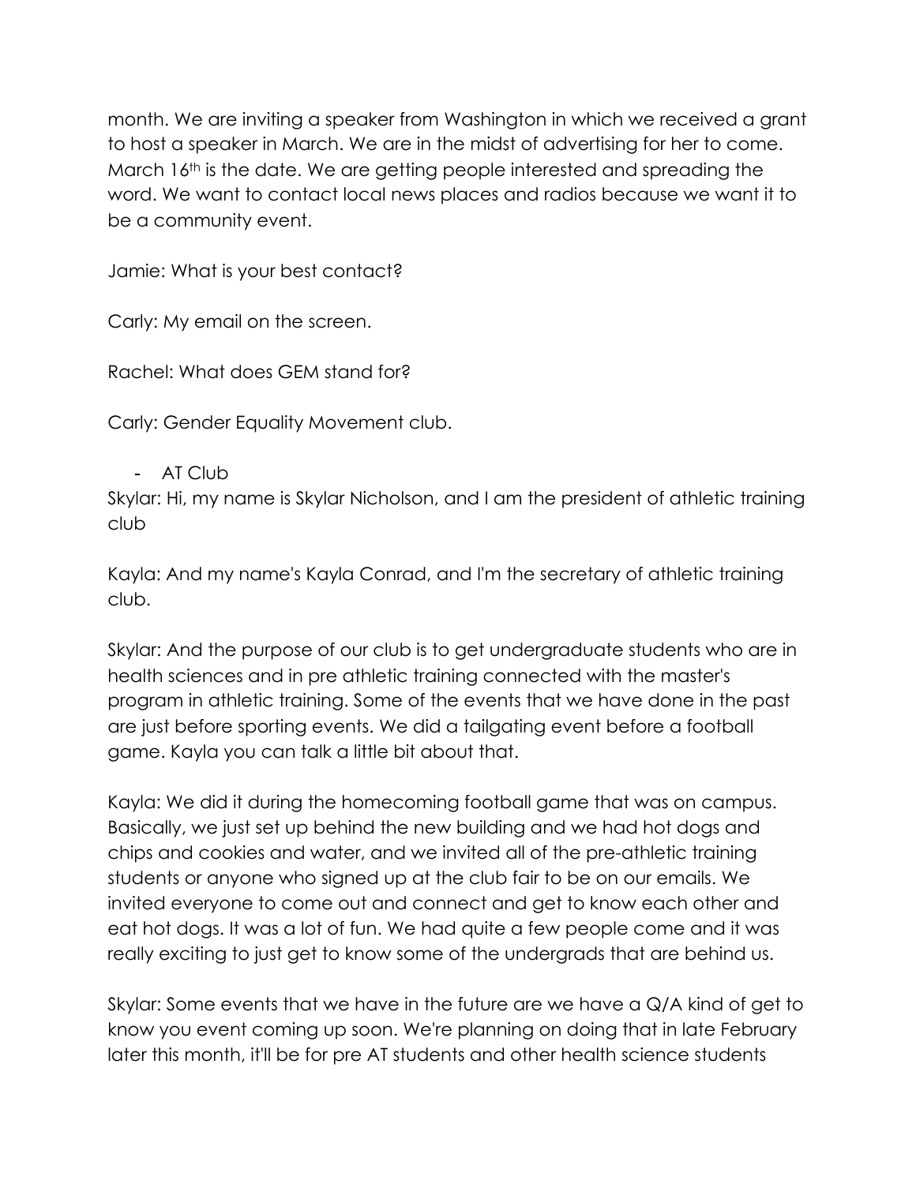month. We are inviting a speaker from Washington in which we received a grant to host a speaker in March. We are in the midst of advertising for her to come. March 16th is the date. We are getting people interested and spreading the word. We want to contact local news places and radios because we want it to be a community event.

Jamie: What is your best contact?

Carly: My email on the screen.

Rachel: What does GEM stand for?

Carly: Gender Equality Movement club.

- AT Club

Skylar: Hi, my name is Skylar Nicholson, and I am the president of athletic training club

Kayla: And my name's Kayla Conrad, and I'm the secretary of athletic training club.

Skylar: And the purpose of our club is to get undergraduate students who are in health sciences and in pre athletic training connected with the master's program in athletic training. Some of the events that we have done in the past are just before sporting events. We did a tailgating event before a football game. Kayla you can talk a little bit about that.

Kayla: We did it during the homecoming football game that was on campus. Basically, we just set up behind the new building and we had hot dogs and chips and cookies and water, and we invited all of the pre-athletic training students or anyone who signed up at the club fair to be on our emails. We invited everyone to come out and connect and get to know each other and eat hot dogs. It was a lot of fun. We had quite a few people come and it was really exciting to just get to know some of the undergrads that are behind us.

Skylar: Some events that we have in the future are we have a Q/A kind of get to know you event coming up soon. We're planning on doing that in late February later this month, it'll be for pre AT students and other health science students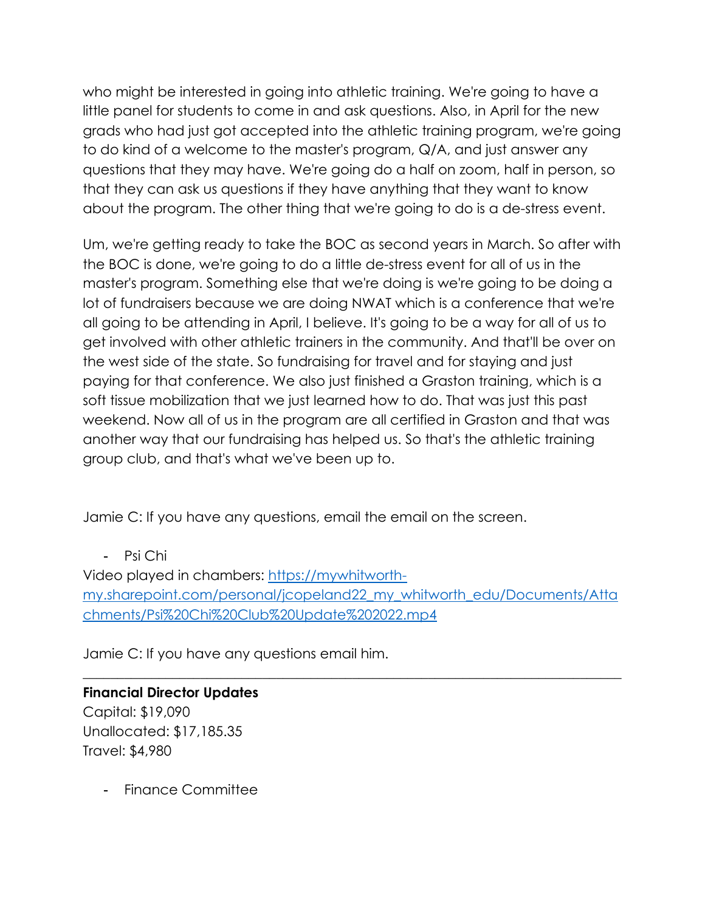who might be interested in going into athletic training. We're going to have a little panel for students to come in and ask questions. Also, in April for the new grads who had just got accepted into the athletic training program, we're going to do kind of a welcome to the master's program, Q/A, and just answer any questions that they may have. We're going do a half on zoom, half in person, so that they can ask us questions if they have anything that they want to know about the program. The other thing that we're going to do is a de-stress event.

Um, we're getting ready to take the BOC as second years in March. So after with the BOC is done, we're going to do a little de-stress event for all of us in the master's program. Something else that we're doing is we're going to be doing a lot of fundraisers because we are doing NWAT which is a conference that we're all going to be attending in April, I believe. It's going to be a way for all of us to get involved with other athletic trainers in the community. And that'll be over on the west side of the state. So fundraising for travel and for staying and just paying for that conference. We also just finished a Graston training, which is a soft tissue mobilization that we just learned how to do. That was just this past weekend. Now all of us in the program are all certified in Graston and that was another way that our fundraising has helped us. So that's the athletic training group club, and that's what we've been up to.

Jamie C: If you have any questions, email the email on the screen.

- Psi Chi

Video played in chambers: [https://mywhitworth-my.sharepoint.com/personal/jcopeland22_my_whitworth_edu/Documents/Attachments/Psi%20Chi%20Club%20Update%202022.mp4](https://mywhitworth-my.sharepoint.com/personal/jcopeland22_my_whitworth_edu/Documents/Attachments/Psi%20Chi%20Club%20Update%202022.mp4)

Jamie C: If you have any questions email him.

---

**Financial Director Updates**

Capital: $19,090
Unallocated: $17,185.35
Travel: $4,980

- Finance Committee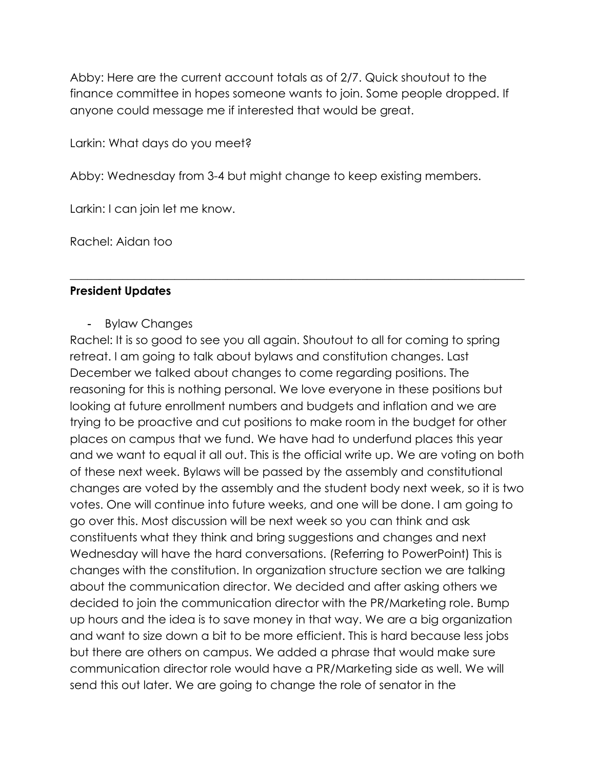Abby: Here are the current account totals as of 2/7. Quick shoutout to the finance committee in hopes someone wants to join. Some people dropped. If anyone could message me if interested that would be great.

Larkin: What days do you meet?

Abby: Wednesday from 3-4 but might change to keep existing members.

Larkin: I can join let me know.

Rachel: Aidan too

---

**President Updates**

- Bylaw Changes

Rachel: It is so good to see you all again. Shoutout to all for coming to spring retreat. I am going to talk about bylaws and constitution changes. Last December we talked about changes to come regarding positions. The reasoning for this is nothing personal. We love everyone in these positions but looking at future enrollment numbers and budgets and inflation and we are trying to be proactive and cut positions to make room in the budget for other places on campus that we fund. We have had to underfund places this year and we want to equal it all out. This is the official write up. We are voting on both of these next week. Bylaws will be passed by the assembly and constitutional changes are voted by the assembly and the student body next week, so it is two votes. One will continue into future weeks, and one will be done. I am going to go over this. Most discussion will be next week so you can think and ask constituents what they think and bring suggestions and changes and next Wednesday will have the hard conversations. (Referring to PowerPoint) This is changes with the constitution. In organization structure section we are talking about the communication director. We decided and after asking others we decided to join the communication director with the PR/Marketing role. Bump up hours and the idea is to save money in that way. We are a big organization and want to size down a bit to be more efficient. This is hard because less jobs but there are others on campus. We added a phrase that would make sure communication director role would have a PR/Marketing side as well. We will send this out later. We are going to change the role of senator in the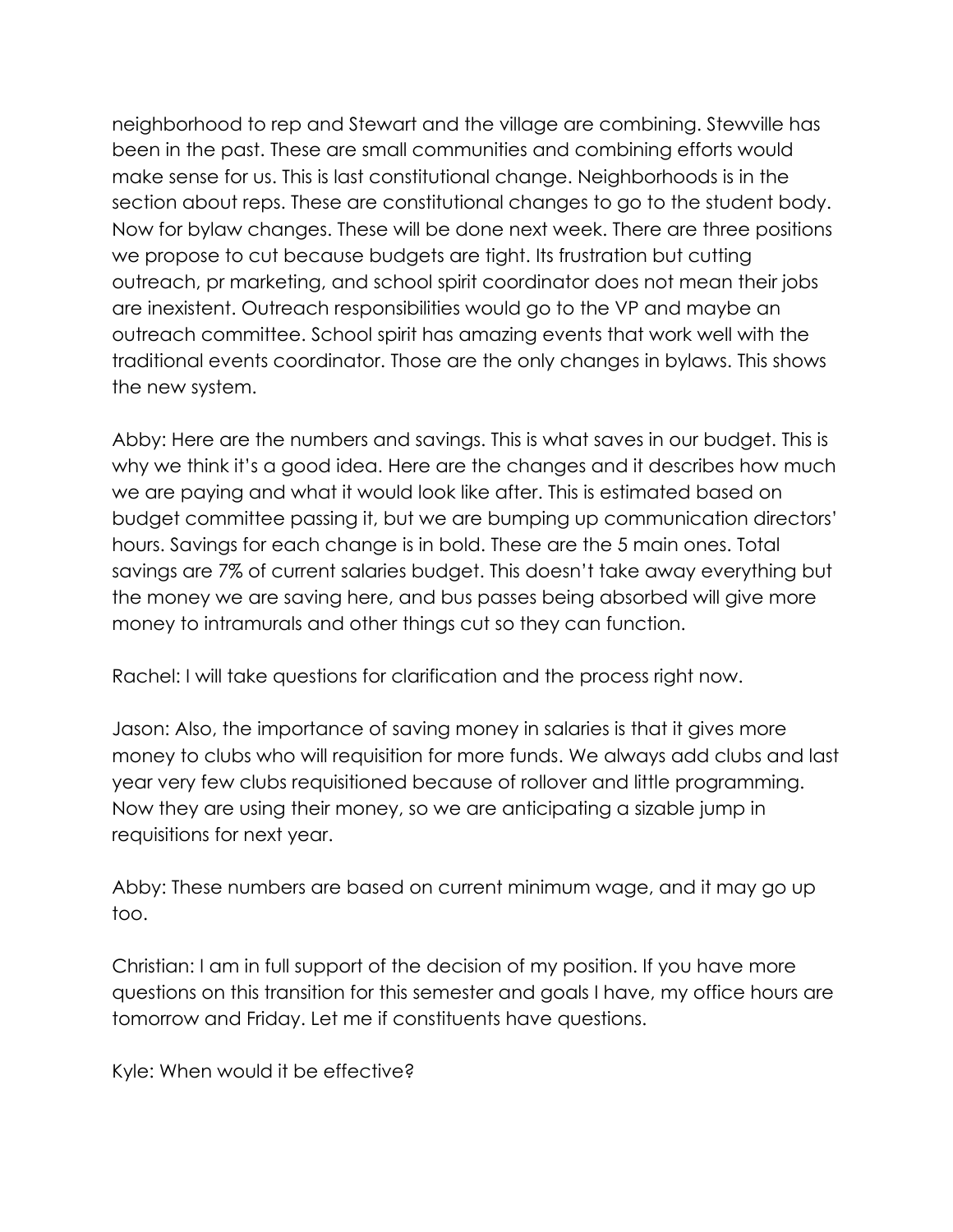neighborhood to rep and Stewart and the village are combining. Stewville has been in the past. These are small communities and combining efforts would make sense for us. This is last constitutional change. Neighborhoods is in the section about reps. These are constitutional changes to go to the student body. Now for bylaw changes. These will be done next week. There are three positions we propose to cut because budgets are tight. Its frustration but cutting outreach, pr marketing, and school spirit coordinator does not mean their jobs are inexistent. Outreach responsibilities would go to the VP and maybe an outreach committee. School spirit has amazing events that work well with the traditional events coordinator. Those are the only changes in bylaws. This shows the new system.

Abby: Here are the numbers and savings. This is what saves in our budget. This is why we think it's a good idea. Here are the changes and it describes how much we are paying and what it would look like after. This is estimated based on budget committee passing it, but we are bumping up communication directors' hours. Savings for each change is in bold. These are the 5 main ones. Total savings are 7% of current salaries budget. This doesn't take away everything but the money we are saving here, and bus passes being absorbed will give more money to intramurals and other things cut so they can function.

Rachel: I will take questions for clarification and the process right now.

Jason: Also, the importance of saving money in salaries is that it gives more money to clubs who will requisition for more funds. We always add clubs and last year very few clubs requisitioned because of rollover and little programming. Now they are using their money, so we are anticipating a sizable jump in requisitions for next year.

Abby: These numbers are based on current minimum wage, and it may go up too.

Christian: I am in full support of the decision of my position. If you have more questions on this transition for this semester and goals I have, my office hours are tomorrow and Friday. Let me if constituents have questions.

Kyle: When would it be effective?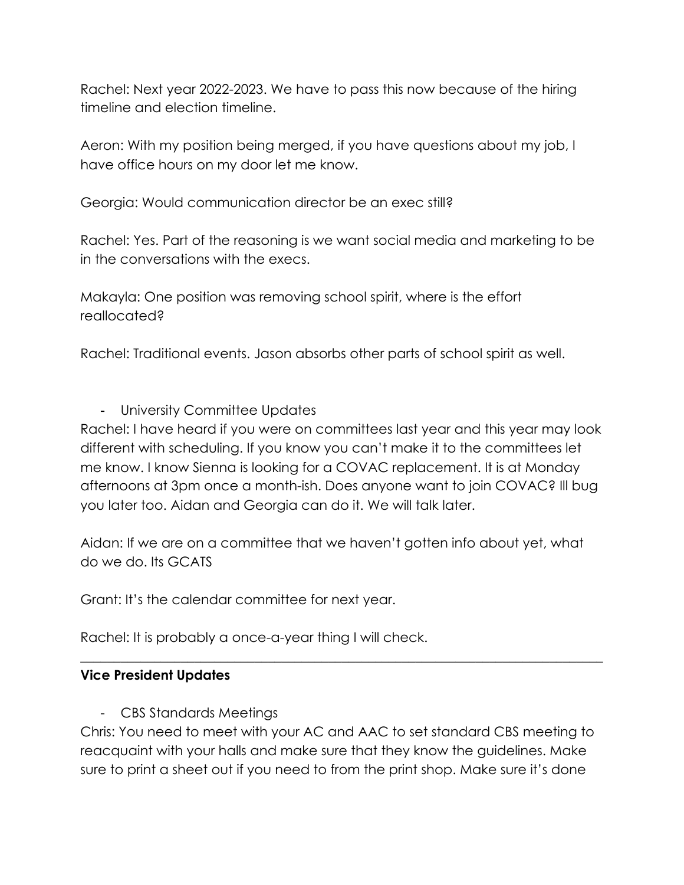Rachel: Next year 2022-2023. We have to pass this now because of the hiring timeline and election timeline.

Aeron: With my position being merged, if you have questions about my job, I have office hours on my door let me know.

Georgia: Would communication director be an exec still?

Rachel: Yes. Part of the reasoning is we want social media and marketing to be in the conversations with the execs.

Makayla: One position was removing school spirit, where is the effort reallocated?

Rachel: Traditional events. Jason absorbs other parts of school spirit as well.

- University Committee Updates

Rachel: I have heard if you were on committees last year and this year may look different with scheduling. If you know you can't make it to the committees let me know. I know Sienna is looking for a COVAC replacement. It is at Monday afternoons at 3pm once a month-ish. Does anyone want to join COVAC? Ill bug you later too. Aidan and Georgia can do it. We will talk later.

Aidan: If we are on a committee that we haven't gotten info about yet, what do we do. Its GCATS

Grant: It's the calendar committee for next year.

Rachel: It is probably a once-a-year thing I will check.

---

**Vice President Updates**

- CBS Standards Meetings

Chris: You need to meet with your AC and AAC to set standard CBS meeting to reacquaint with your halls and make sure that they know the guidelines. Make sure to print a sheet out if you need to from the print shop. Make sure it's done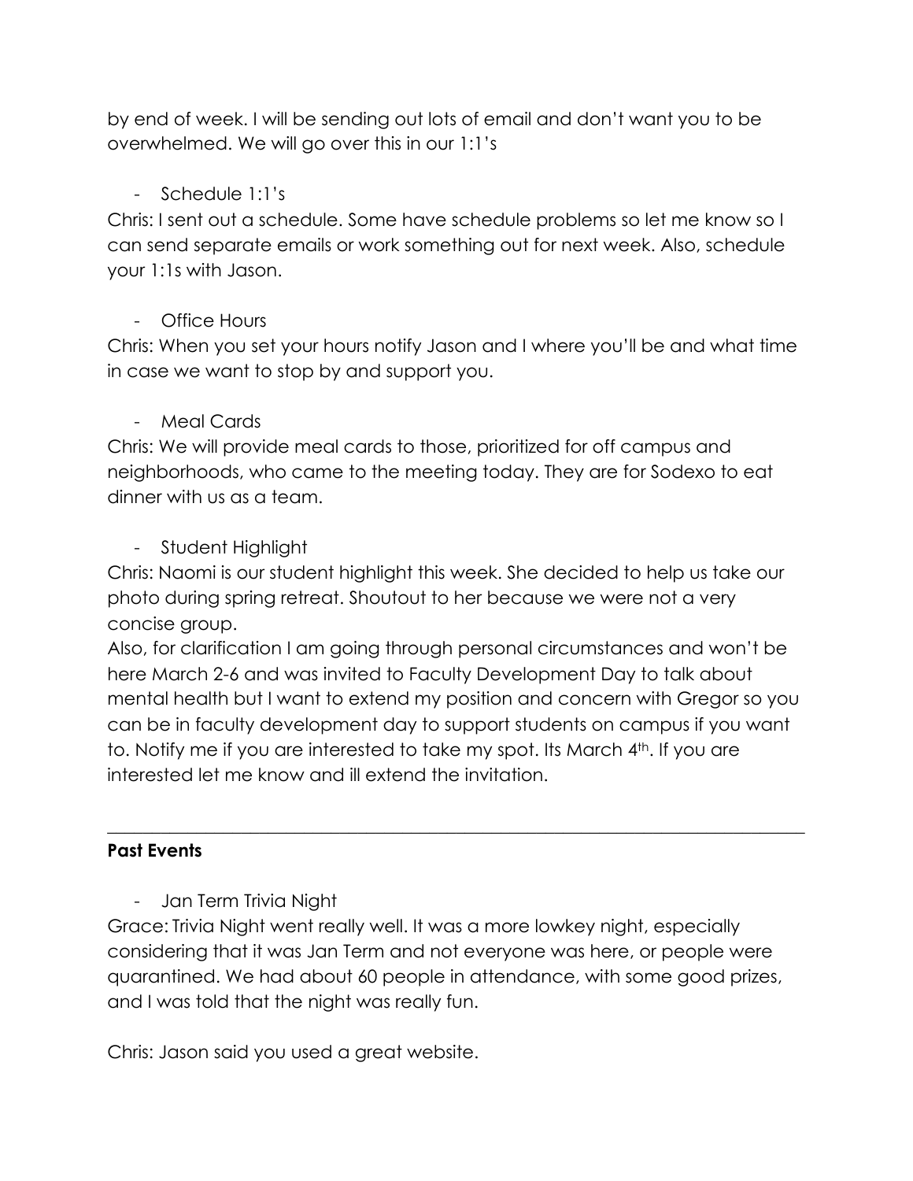by end of week. I will be sending out lots of email and don't want you to be overwhelmed. We will go over this in our 1:1's

- Schedule 1:1's

Chris: I sent out a schedule. Some have schedule problems so let me know so I can send separate emails or work something out for next week. Also, schedule your 1:1s with Jason.

- Office Hours

Chris: When you set your hours notify Jason and I where you'll be and what time in case we want to stop by and support you.

- Meal Cards

Chris: We will provide meal cards to those, prioritized for off campus and neighborhoods, who came to the meeting today. They are for Sodexo to eat dinner with us as a team.

- Student Highlight

Chris: Naomi is our student highlight this week. She decided to help us take our photo during spring retreat. Shoutout to her because we were not a very concise group.

Also, for clarification I am going through personal circumstances and won't be here March 2-6 and was invited to Faculty Development Day to talk about mental health but I want to extend my position and concern with Gregor so you can be in faculty development day to support students on campus if you want to. Notify me if you are interested to take my spot. Its March 4th. If you are interested let me know and ill extend the invitation.

---

**Past Events**

- Jan Term Trivia Night

Grace: Trivia Night went really well. It was a more lowkey night, especially considering that it was Jan Term and not everyone was here, or people were quarantined. We had about 60 people in attendance, with some good prizes, and I was told that the night was really fun.

Chris: Jason said you used a great website.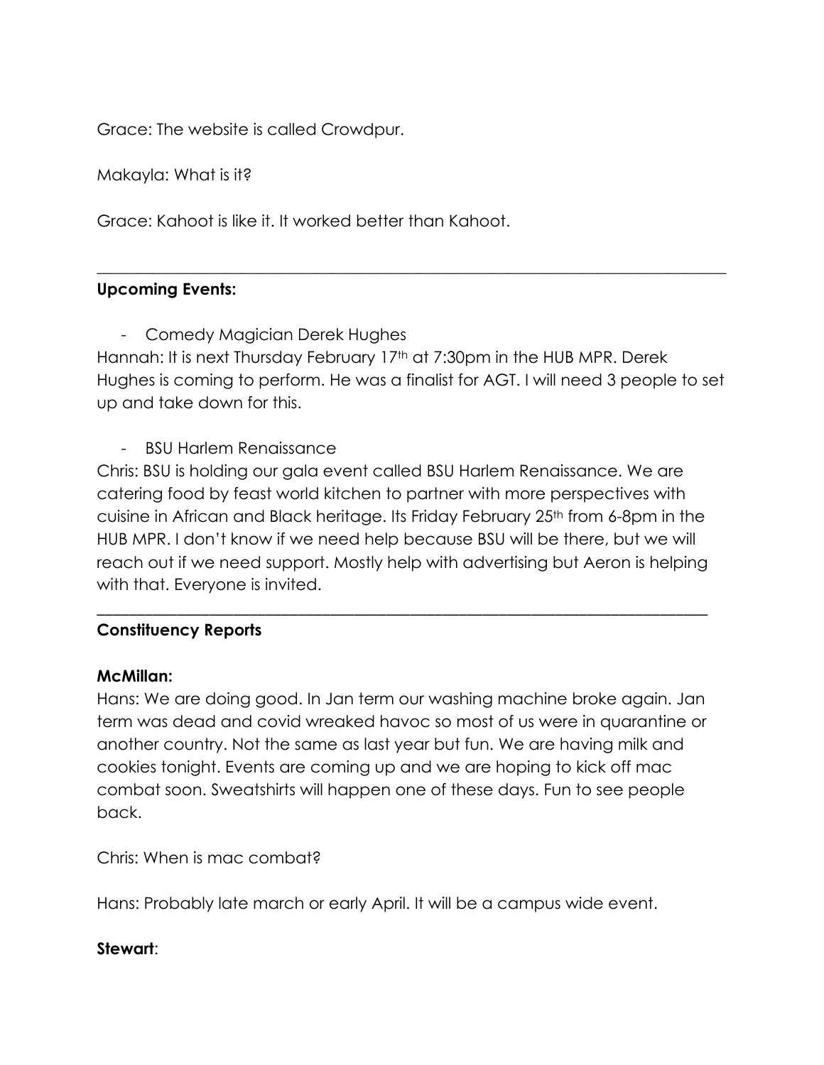Grace: The website is called Crowdpur.

Makayla: What is it?

Grace: Kahoot is like it. It worked better than Kahoot.

---

**Upcoming Events:**

- Comedy Magician Derek Hughes

Hannah: It is next Thursday February 17th at 7:30pm in the HUB MPR. Derek Hughes is coming to perform. He was a finalist for AGT. I will need 3 people to set up and take down for this.

- BSU Harlem Renaissance

Chris: BSU is holding our gala event called BSU Harlem Renaissance. We are catering food by feast world kitchen to partner with more perspectives with cuisine in African and Black heritage. Its Friday February 25th from 6-8pm in the HUB MPR. I don't know if we need help because BSU will be there, but we will reach out if we need support. Mostly help with advertising but Aeron is helping with that. Everyone is invited.

---

**Constituency Reports**

**McMillan:**

Hans: We are doing good. In Jan term our washing machine broke again. Jan term was dead and covid wreaked havoc so most of us were in quarantine or another country. Not the same as last year but fun. We are having milk and cookies tonight. Events are coming up and we are hoping to kick off mac combat soon. Sweatshirts will happen one of these days. Fun to see people back.

Chris: When is mac combat?

Hans: Probably late march or early April. It will be a campus wide event.

**Stewart**: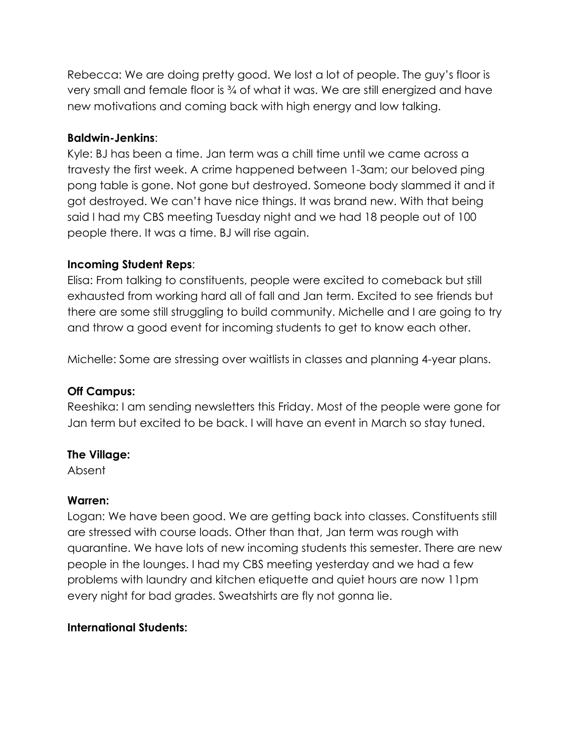Rebecca: We are doing pretty good. We lost a lot of people. The guy's floor is very small and female floor is ¾ of what it was. We are still energized and have new motivations and coming back with high energy and low talking.

**Baldwin-Jenkins**:

Kyle: BJ has been a time. Jan term was a chill time until we came across a travesty the first week. A crime happened between 1-3am; our beloved ping pong table is gone. Not gone but destroyed. Someone body slammed it and it got destroyed. We can't have nice things. It was brand new. With that being said I had my CBS meeting Tuesday night and we had 18 people out of 100 people there. It was a time. BJ will rise again.

**Incoming Student Reps**:

Elisa: From talking to constituents, people were excited to comeback but still exhausted from working hard all of fall and Jan term. Excited to see friends but there are some still struggling to build community. Michelle and I are going to try and throw a good event for incoming students to get to know each other.

Michelle: Some are stressing over waitlists in classes and planning 4-year plans.

**Off Campus:**

Reeshika: I am sending newsletters this Friday. Most of the people were gone for Jan term but excited to be back. I will have an event in March so stay tuned.

**The Village:**

Absent

**Warren:**

Logan: We have been good. We are getting back into classes. Constituents still are stressed with course loads. Other than that, Jan term was rough with quarantine. We have lots of new incoming students this semester. There are new people in the lounges. I had my CBS meeting yesterday and we had a few problems with laundry and kitchen etiquette and quiet hours are now 11pm every night for bad grades. Sweatshirts are fly not gonna lie.

**International Students:**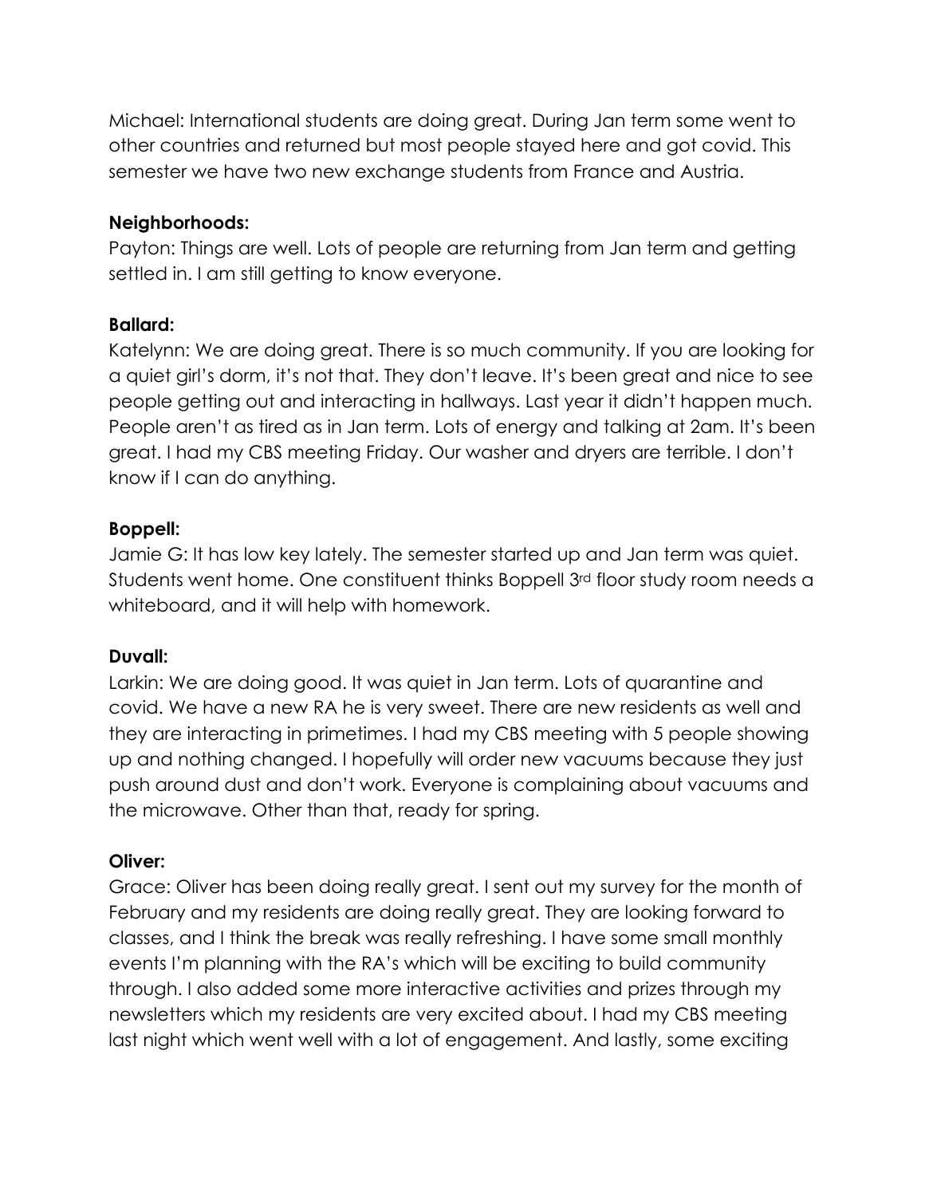Michael: International students are doing great. During Jan term some went to other countries and returned but most people stayed here and got covid. This semester we have two new exchange students from France and Austria.

**Neighborhoods:**

Payton: Things are well. Lots of people are returning from Jan term and getting settled in. I am still getting to know everyone.

**Ballard:**

Katelynn: We are doing great. There is so much community. If you are looking for a quiet girl's dorm, it's not that. They don't leave. It's been great and nice to see people getting out and interacting in hallways. Last year it didn't happen much. People aren't as tired as in Jan term. Lots of energy and talking at 2am. It's been great. I had my CBS meeting Friday. Our washer and dryers are terrible. I don't know if I can do anything.

**Boppell:**

Jamie G: It has low key lately. The semester started up and Jan term was quiet. Students went home. One constituent thinks Boppell 3rd floor study room needs a whiteboard, and it will help with homework.

**Duvall:**

Larkin: We are doing good. It was quiet in Jan term. Lots of quarantine and covid. We have a new RA he is very sweet. There are new residents as well and they are interacting in primetimes. I had my CBS meeting with 5 people showing up and nothing changed. I hopefully will order new vacuums because they just push around dust and don't work. Everyone is complaining about vacuums and the microwave. Other than that, ready for spring.

**Oliver:**

Grace: Oliver has been doing really great. I sent out my survey for the month of February and my residents are doing really great. They are looking forward to classes, and I think the break was really refreshing. I have some small monthly events I'm planning with the RA's which will be exciting to build community through. I also added some more interactive activities and prizes through my newsletters which my residents are very excited about. I had my CBS meeting last night which went well with a lot of engagement. And lastly, some exciting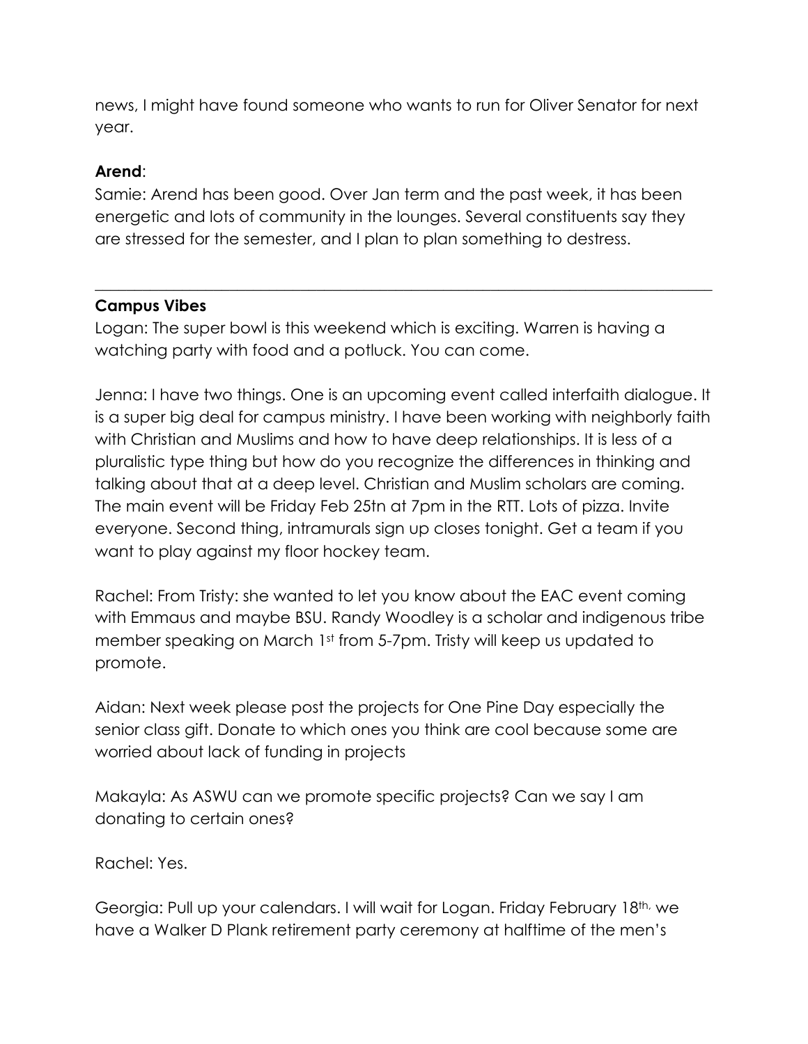news, I might have found someone who wants to run for Oliver Senator for next year.

**Arend**:

Samie: Arend has been good. Over Jan term and the past week, it has been energetic and lots of community in the lounges. Several constituents say they are stressed for the semester, and I plan to plan something to destress.

---

**Campus Vibes**

Logan: The super bowl is this weekend which is exciting. Warren is having a watching party with food and a potluck. You can come.

Jenna: I have two things. One is an upcoming event called interfaith dialogue. It is a super big deal for campus ministry. I have been working with neighborly faith with Christian and Muslims and how to have deep relationships. It is less of a pluralistic type thing but how do you recognize the differences in thinking and talking about that at a deep level. Christian and Muslim scholars are coming. The main event will be Friday Feb 25tn at 7pm in the RTT. Lots of pizza. Invite everyone. Second thing, intramurals sign up closes tonight. Get a team if you want to play against my floor hockey team.

Rachel: From Tristy: she wanted to let you know about the EAC event coming with Emmaus and maybe BSU. Randy Woodley is a scholar and indigenous tribe member speaking on March 1st from 5-7pm. Tristy will keep us updated to promote.

Aidan: Next week please post the projects for One Pine Day especially the senior class gift. Donate to which ones you think are cool because some are worried about lack of funding in projects

Makayla: As ASWU can we promote specific projects? Can we say I am donating to certain ones?

Rachel: Yes.

Georgia: Pull up your calendars. I will wait for Logan. Friday February 18th, we have a Walker D Plank retirement party ceremony at halftime of the men's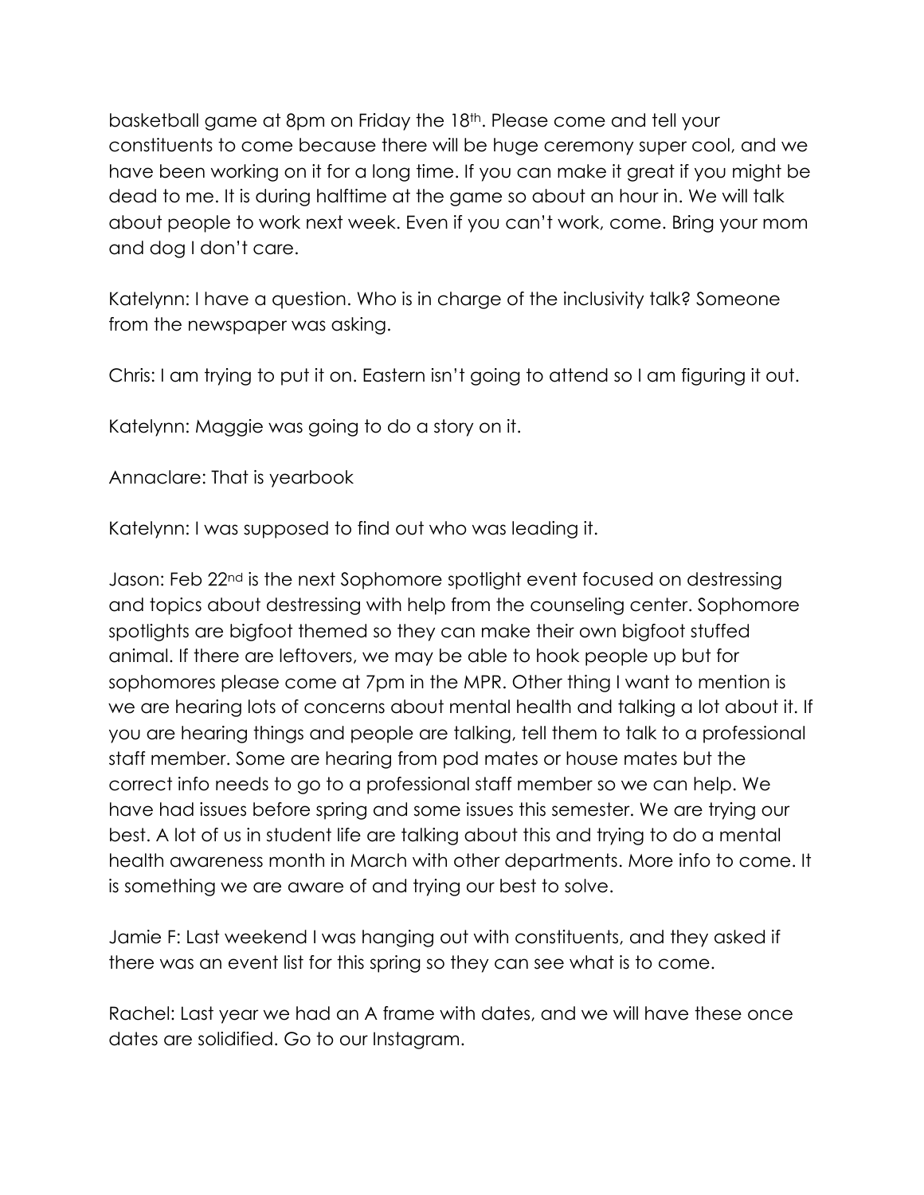basketball game at 8pm on Friday the 18th. Please come and tell your constituents to come because there will be huge ceremony super cool, and we have been working on it for a long time. If you can make it great if you might be dead to me. It is during halftime at the game so about an hour in. We will talk about people to work next week. Even if you can't work, come. Bring your mom and dog I don't care.

Katelynn: I have a question. Who is in charge of the inclusivity talk? Someone from the newspaper was asking.

Chris: I am trying to put it on. Eastern isn't going to attend so I am figuring it out.

Katelynn: Maggie was going to do a story on it.

Annaclare: That is yearbook

Katelynn: I was supposed to find out who was leading it.

Jason: Feb 22nd is the next Sophomore spotlight event focused on destressing and topics about destressing with help from the counseling center. Sophomore spotlights are bigfoot themed so they can make their own bigfoot stuffed animal. If there are leftovers, we may be able to hook people up but for sophomores please come at 7pm in the MPR. Other thing I want to mention is we are hearing lots of concerns about mental health and talking a lot about it. If you are hearing things and people are talking, tell them to talk to a professional staff member. Some are hearing from pod mates or house mates but the correct info needs to go to a professional staff member so we can help. We have had issues before spring and some issues this semester. We are trying our best. A lot of us in student life are talking about this and trying to do a mental health awareness month in March with other departments. More info to come. It is something we are aware of and trying our best to solve.

Jamie F: Last weekend I was hanging out with constituents, and they asked if there was an event list for this spring so they can see what is to come.

Rachel: Last year we had an A frame with dates, and we will have these once dates are solidified. Go to our Instagram.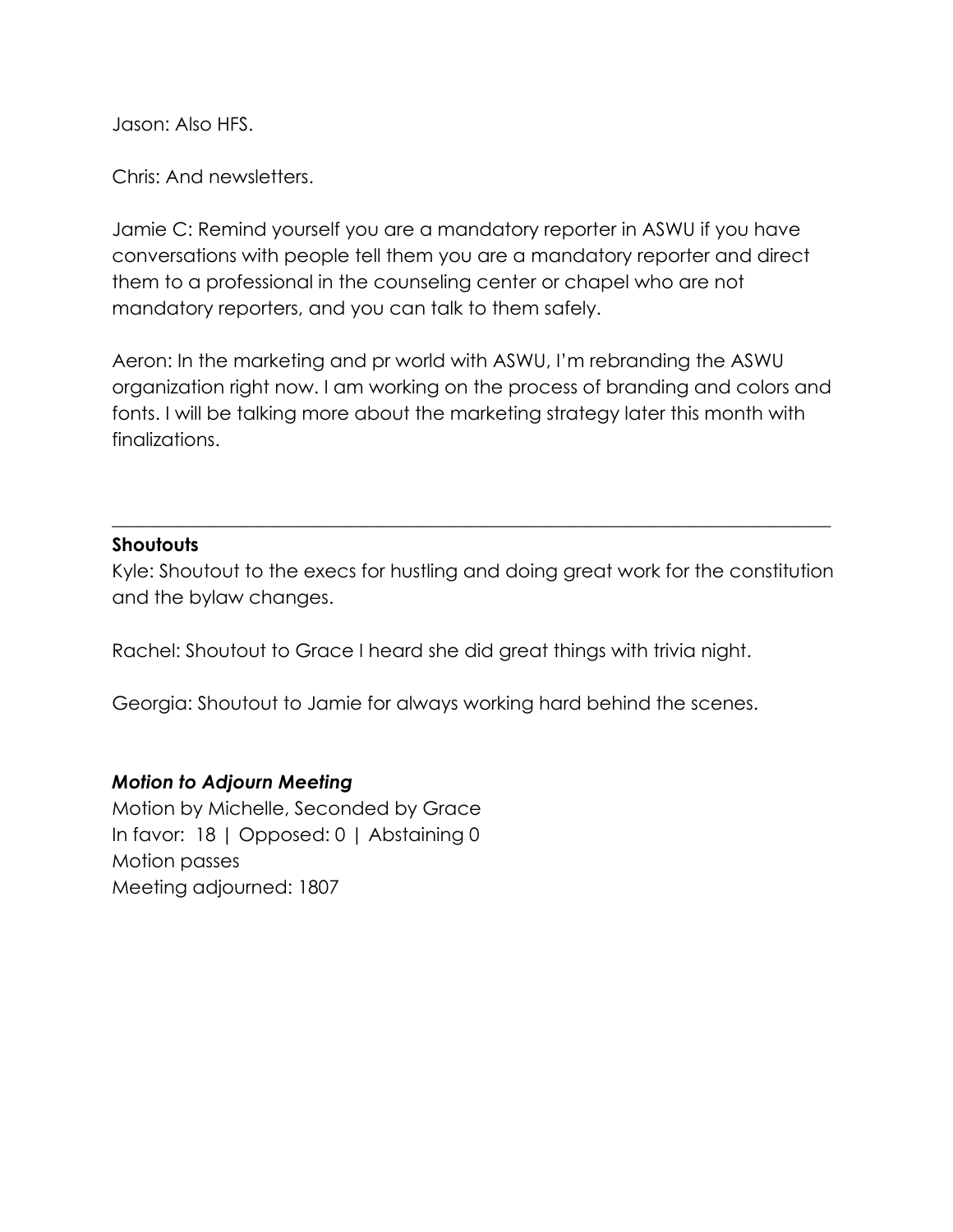Jason: Also HFS.

Chris: And newsletters.

Jamie C: Remind yourself you are a mandatory reporter in ASWU if you have conversations with people tell them you are a mandatory reporter and direct them to a professional in the counseling center or chapel who are not mandatory reporters, and you can talk to them safely.

Aeron: In the marketing and pr world with ASWU, I'm rebranding the ASWU organization right now. I am working on the process of branding and colors and fonts. I will be talking more about the marketing strategy later this month with finalizations.

---

**Shoutouts**

Kyle: Shoutout to the execs for hustling and doing great work for the constitution and the bylaw changes.

Rachel: Shoutout to Grace I heard she did great things with trivia night.

Georgia: Shoutout to Jamie for always working hard behind the scenes.

***Motion to Adjourn Meeting***

Motion by Michelle, Seconded by Grace
In favor: 18 | Opposed: 0 | Abstaining 0
Motion passes
Meeting adjourned: 1807